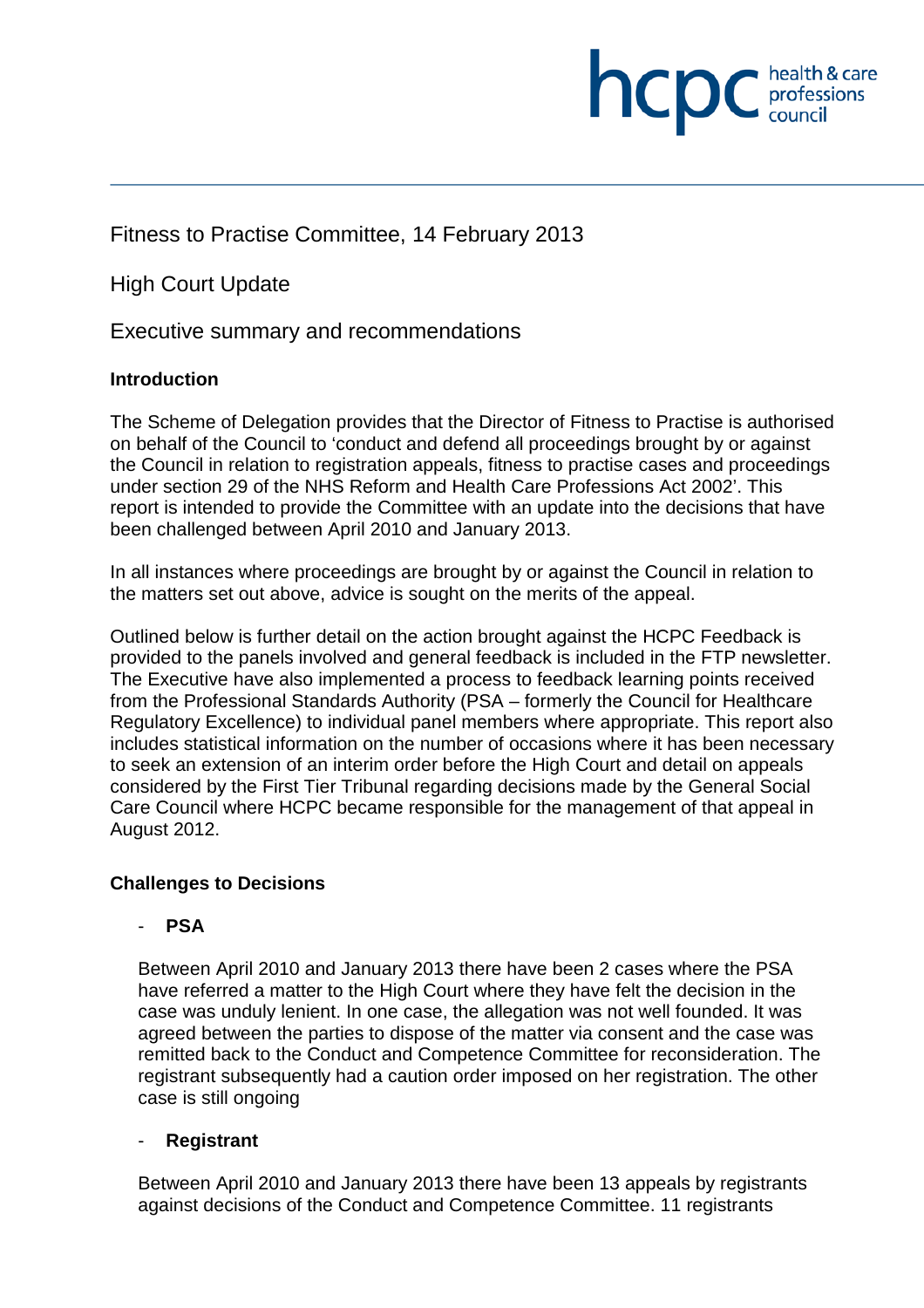Fitness to Practise Committee, 14 February 2013

High Court Update

Executive summary and recommendations

**Introduction**

The Scheme of Delegation provides that the Director of Fitness to Practise is authorised on behalf of the Council to 'conduct and defend all proceedings brought by or against the Council in relation to registration appeals, fitness to practise cases and proceedings under section 29 of the NHS Reform and Health Care Professions Act 2002'. This report is intended to provide the Committee with an update into the decisions that have been challenged between April 2010 and January 2013.

In all instances where proceedings are brought by or against the Council in relation to the matters set out above, advice is sought on the merits of the appeal.

Outlined below is further detail on the action brought against the HCPC Feedback is provided to the panels involved and general feedback is included in the FTP newsletter. The Executive have also implemented a process to feedback learning points received from the Professional Standards Authority (PSA – formerly the Council for Healthcare Regulatory Excellence) to individual panel members where appropriate. This report also includes statistical information on the number of occasions where it has been necessary to seek an extension of an interim order before the High Court and detail on appeals considered by the First Tier Tribunal regarding decisions made by the General Social Care Council where HCPC became responsible for the management of that appeal in August 2012.

**Challenges to Decisions**

- **PSA**

  Between April 2010 and January 2013 there have been 2 cases where the PSA have referred a matter to the High Court where they have felt the decision in the case was unduly lenient. In one case, the allegation was not well founded. It was agreed between the parties to dispose of the matter via consent and the case was remitted back to the Conduct and Competence Committee for reconsideration. The registrant subsequently had a caution order imposed on her registration. The other case is still ongoing

- **Registrant**

  Between April 2010 and January 2013 there have been 13 appeals by registrants against decisions of the Conduct and Competence Committee. 11 registrants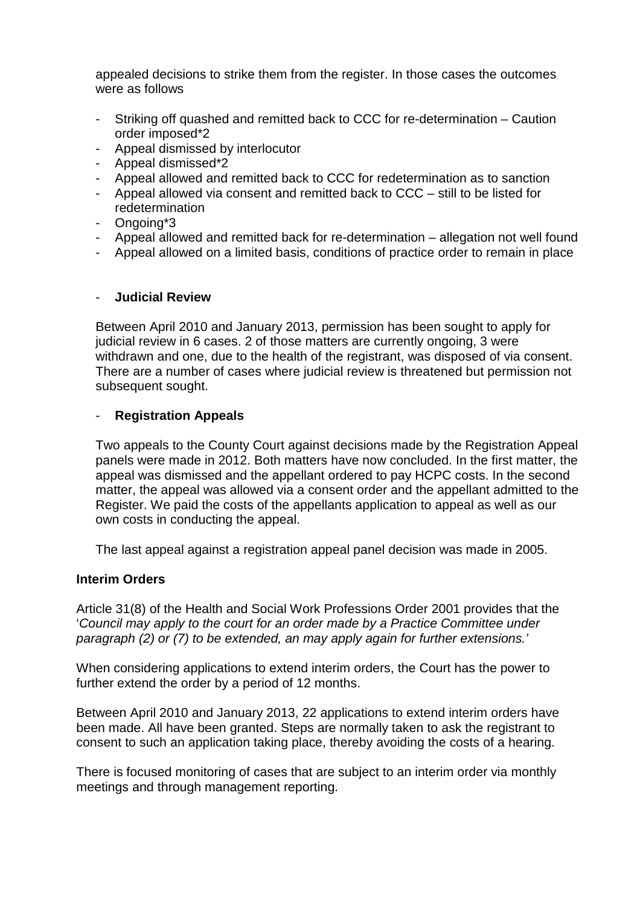appealed decisions to strike them from the register. In those cases the outcomes were as follows

- Striking off quashed and remitted back to CCC for re-determination – Caution order imposed*2
- Appeal dismissed by interlocutor
- Appeal dismissed*2
- Appeal allowed and remitted back to CCC for redetermination as to sanction
- Appeal allowed via consent and remitted back to CCC – still to be listed for redetermination
- Ongoing*3
- Appeal allowed and remitted back for re-determination – allegation not well found
- Appeal allowed on a limited basis, conditions of practice order to remain in place

- **Judicial Review**

Between April 2010 and January 2013, permission has been sought to apply for judicial review in 6 cases. 2 of those matters are currently ongoing, 3 were withdrawn and one, due to the health of the registrant, was disposed of via consent. There are a number of cases where judicial review is threatened but permission not subsequent sought.

- **Registration Appeals**

Two appeals to the County Court against decisions made by the Registration Appeal panels were made in 2012. Both matters have now concluded. In the first matter, the appeal was dismissed and the appellant ordered to pay HCPC costs. In the second matter, the appeal was allowed via a consent order and the appellant admitted to the Register. We paid the costs of the appellants application to appeal as well as our own costs in conducting the appeal.

The last appeal against a registration appeal panel decision was made in 2005.

**Interim Orders**

Article 31(8) of the Health and Social Work Professions Order 2001 provides that the '*Council may apply to the court for an order made by a Practice Committee under paragraph (2) or (7) to be extended, an may apply again for further extensions.*'

When considering applications to extend interim orders, the Court has the power to further extend the order by a period of 12 months.

Between April 2010 and January 2013, 22 applications to extend interim orders have been made. All have been granted. Steps are normally taken to ask the registrant to consent to such an application taking place, thereby avoiding the costs of a hearing.

There is focused monitoring of cases that are subject to an interim order via monthly meetings and through management reporting.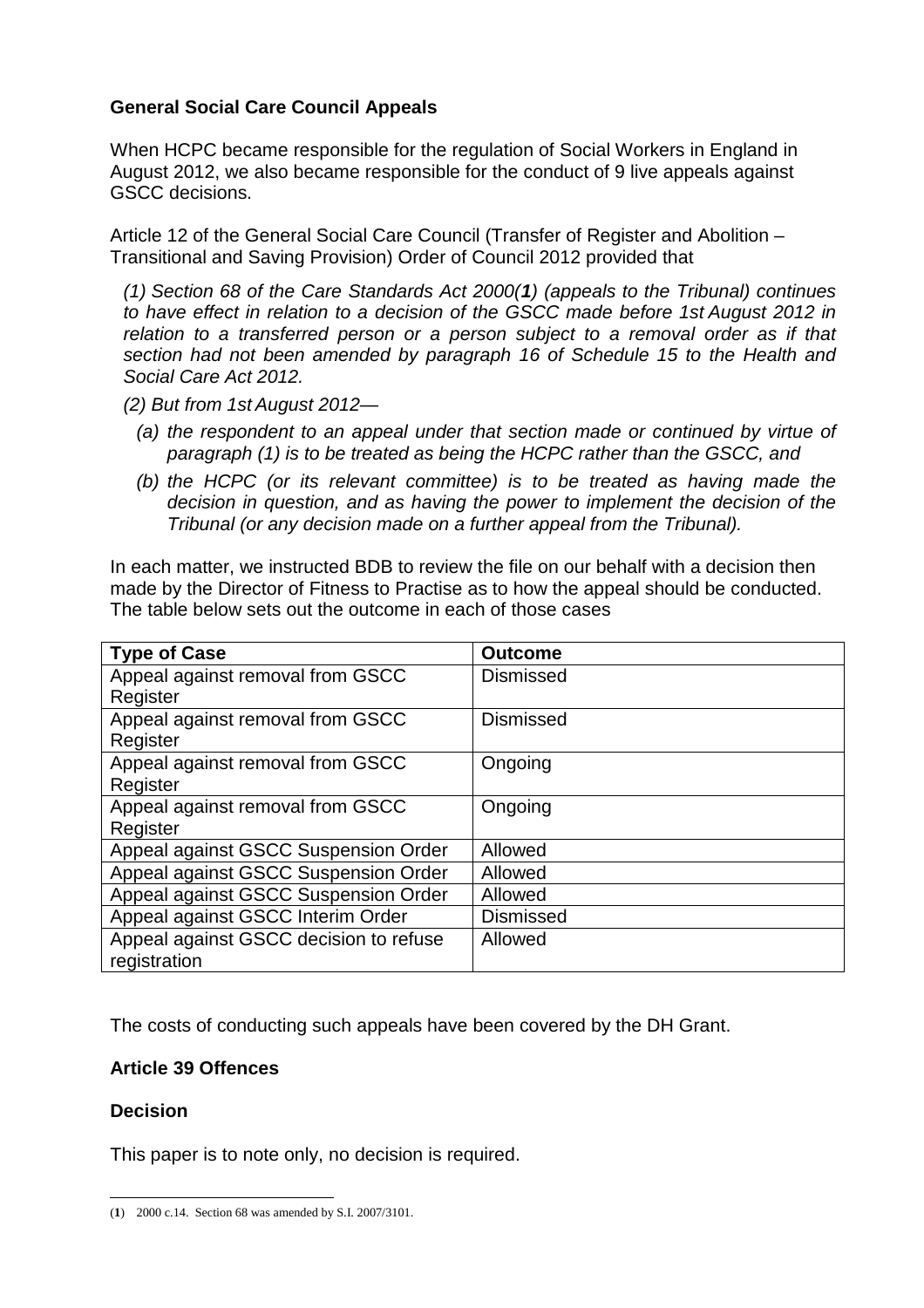**General Social Care Council Appeals**

When HCPC became responsible for the regulation of Social Workers in England in August 2012, we also became responsible for the conduct of 9 live appeals against GSCC decisions.

Article 12 of the General Social Care Council (Transfer of Register and Abolition – Transitional and Saving Provision) Order of Council 2012 provided that

*(1) Section 68 of the Care Standards Act 2000(**1**) (appeals to the Tribunal) continues to have effect in relation to a decision of the GSCC made before 1st August 2012 in relation to a transferred person or a person subject to a removal order as if that section had not been amended by paragraph 16 of Schedule 15 to the Health and Social Care Act 2012.*

*(2) But from 1st August 2012—*

- *(a) the respondent to an appeal under that section made or continued by virtue of paragraph (1) is to be treated as being the HCPC rather than the GSCC, and*
- *(b) the HCPC (or its relevant committee) is to be treated as having made the decision in question, and as having the power to implement the decision of the Tribunal (or any decision made on a further appeal from the Tribunal).*

In each matter, we instructed BDB to review the file on our behalf with a decision then made by the Director of Fitness to Practise as to how the appeal should be conducted. The table below sets out the outcome in each of those cases

| Type of Case | Outcome |
|---|---|
| Appeal against removal from GSCC Register | Dismissed |
| Appeal against removal from GSCC Register | Dismissed |
| Appeal against removal from GSCC Register | Ongoing |
| Appeal against removal from GSCC Register | Ongoing |
| Appeal against GSCC Suspension Order | Allowed |
| Appeal against GSCC Suspension Order | Allowed |
| Appeal against GSCC Suspension Order | Allowed |
| Appeal against GSCC Interim Order | Dismissed |
| Appeal against GSCC decision to refuse registration | Allowed |

The costs of conducting such appeals have been covered by the DH Grant.

**Article 39 Offences**

**Decision**

This paper is to note only, no decision is required.

---

(**1**) 2000 c.14. Section 68 was amended by S.I. 2007/3101.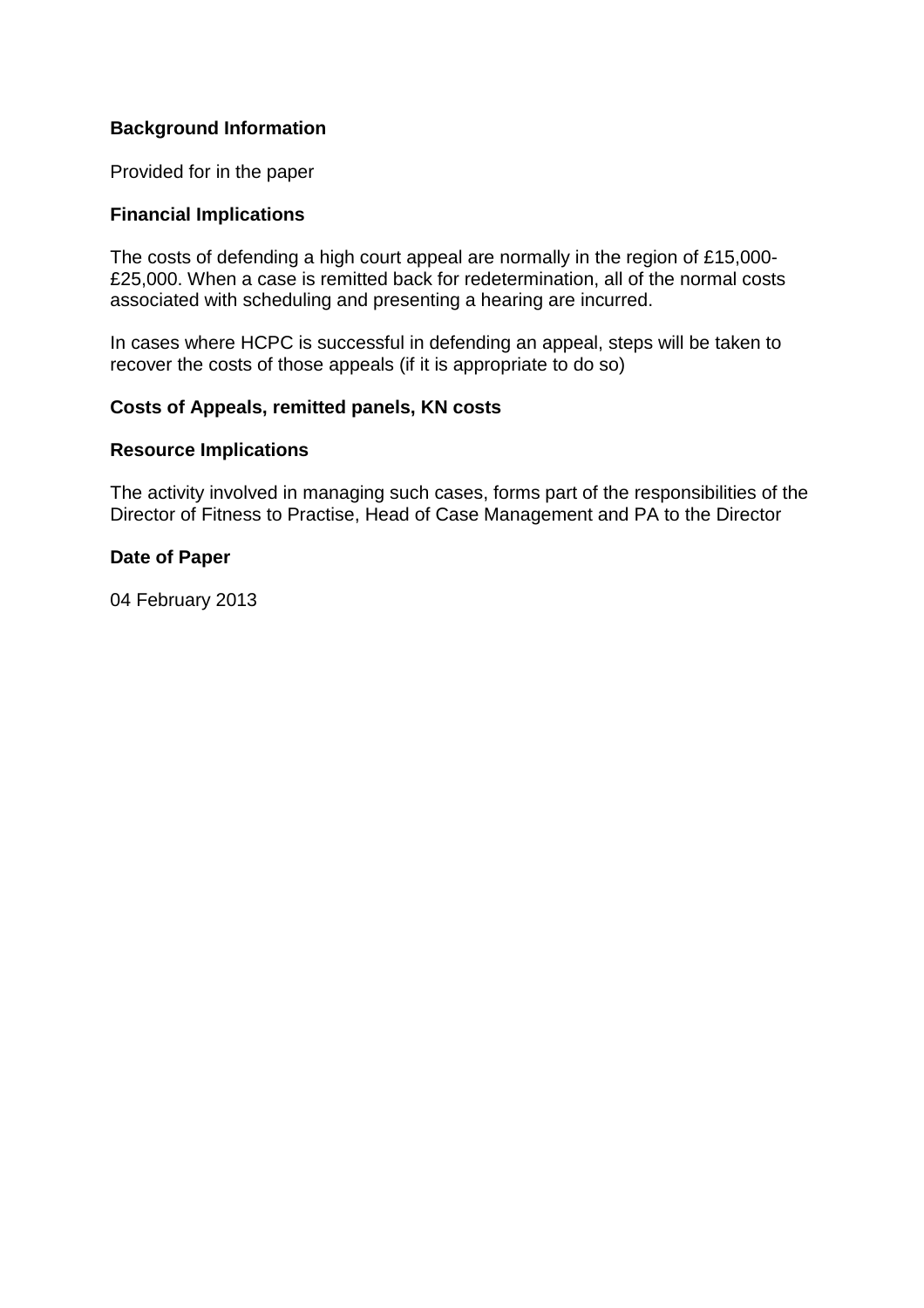**Background Information**

Provided for in the paper

**Financial Implications**

The costs of defending a high court appeal are normally in the region of £15,000-£25,000. When a case is remitted back for redetermination, all of the normal costs associated with scheduling and presenting a hearing are incurred.

In cases where HCPC is successful in defending an appeal, steps will be taken to recover the costs of those appeals (if it is appropriate to do so)

**Costs of Appeals, remitted panels, KN costs**

**Resource Implications**

The activity involved in managing such cases, forms part of the responsibilities of the Director of Fitness to Practise, Head of Case Management and PA to the Director

**Date of Paper**

04 February 2013